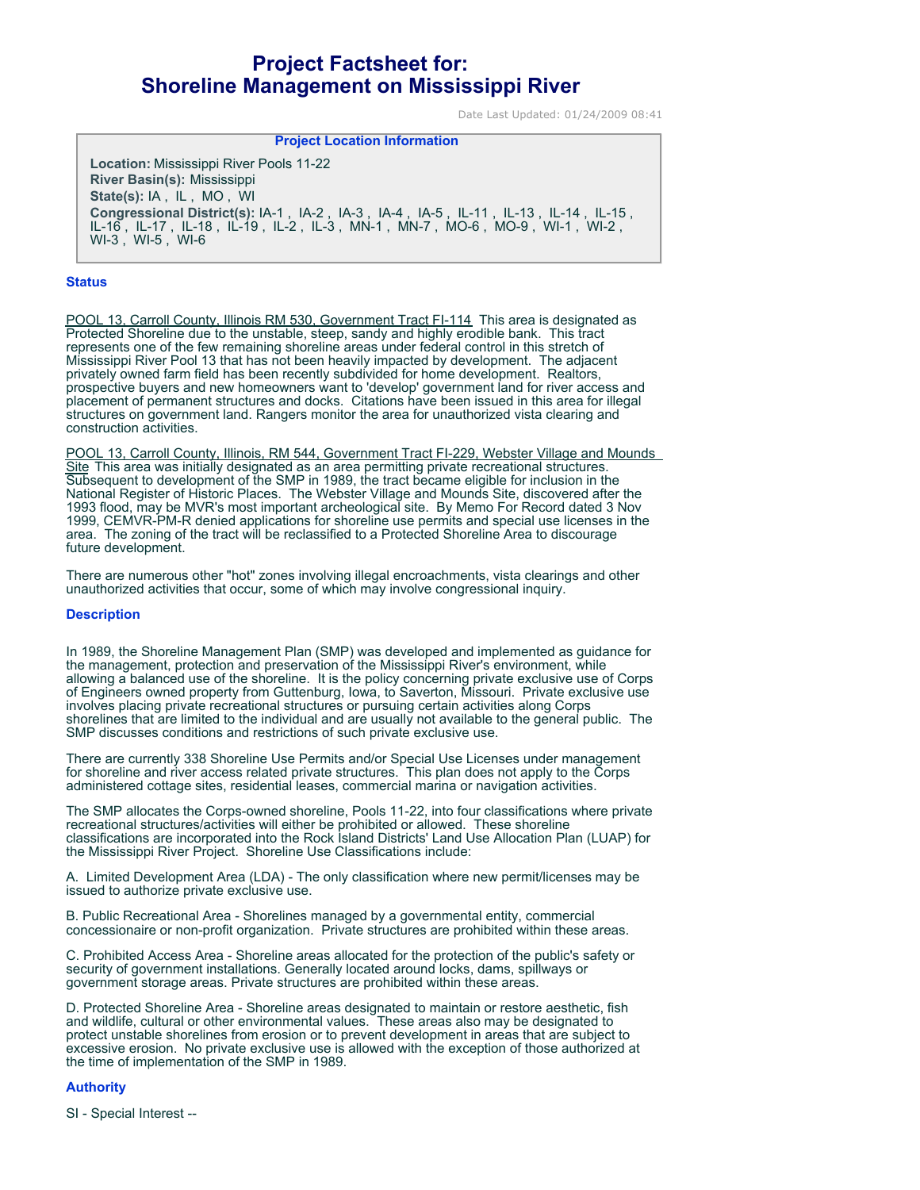# Project Factsheet for:
# Shoreline Management on Mississippi River

Date Last Updated: 01/24/2009 08:41

**Project Location Information**

**Location:** Mississippi River Pools 11-22
**River Basin(s):** Mississippi
**State(s):** IA , IL , MO , WI
**Congressional District(s):** IA-1 , IA-2 , IA-3 , IA-4 , IA-5 , IL-11 , IL-13 , IL-14 , IL-15 , IL-16 , IL-17 , IL-18 , IL-19 , IL-2 , IL-3 , MN-1 , MN-7 , MO-6 , MO-9 , WI-1 , WI-2 , WI-3 , WI-5 , WI-6

## Status

POOL 13, Carroll County, Illinois RM 530, Government Tract FI-114 This area is designated as Protected Shoreline due to the unstable, steep, sandy and highly erodible bank. This tract represents one of the few remaining shoreline areas under federal control in this stretch of Mississippi River Pool 13 that has not been heavily impacted by development. The adjacent privately owned farm field has been recently subdivided for home development. Realtors, prospective buyers and new homeowners want to 'develop' government land for river access and placement of permanent structures and docks. Citations have been issued in this area for illegal structures on government land. Rangers monitor the area for unauthorized vista clearing and construction activities.

POOL 13, Carroll County, Illinois, RM 544, Government Tract FI-229, Webster Village and Mounds Site This area was initially designated as an area permitting private recreational structures. Subsequent to development of the SMP in 1989, the tract became eligible for inclusion in the National Register of Historic Places. The Webster Village and Mounds Site, discovered after the 1993 flood, may be MVR's most important archeological site. By Memo For Record dated 3 Nov 1999, CEMVR-PM-R denied applications for shoreline use permits and special use licenses in the area. The zoning of the tract will be reclassified to a Protected Shoreline Area to discourage future development.

There are numerous other "hot" zones involving illegal encroachments, vista clearings and other unauthorized activities that occur, some of which may involve congressional inquiry.

## Description

In 1989, the Shoreline Management Plan (SMP) was developed and implemented as guidance for the management, protection and preservation of the Mississippi River's environment, while allowing a balanced use of the shoreline. It is the policy concerning private exclusive use of Corps of Engineers owned property from Guttenburg, Iowa, to Saverton, Missouri. Private exclusive use involves placing private recreational structures or pursuing certain activities along Corps shorelines that are limited to the individual and are usually not available to the general public. The SMP discusses conditions and restrictions of such private exclusive use.

There are currently 338 Shoreline Use Permits and/or Special Use Licenses under management for shoreline and river access related private structures. This plan does not apply to the Corps administered cottage sites, residential leases, commercial marina or navigation activities.

The SMP allocates the Corps-owned shoreline, Pools 11-22, into four classifications where private recreational structures/activities will either be prohibited or allowed. These shoreline classifications are incorporated into the Rock Island Districts' Land Use Allocation Plan (LUAP) for the Mississippi River Project. Shoreline Use Classifications include:

A. Limited Development Area (LDA) - The only classification where new permit/licenses may be issued to authorize private exclusive use.

B. Public Recreational Area - Shorelines managed by a governmental entity, commercial concessionaire or non-profit organization. Private structures are prohibited within these areas.

C. Prohibited Access Area - Shoreline areas allocated for the protection of the public's safety or security of government installations. Generally located around locks, dams, spillways or government storage areas. Private structures are prohibited within these areas.

D. Protected Shoreline Area - Shoreline areas designated to maintain or restore aesthetic, fish and wildlife, cultural or other environmental values. These areas also may be designated to protect unstable shorelines from erosion or to prevent development in areas that are subject to excessive erosion. No private exclusive use is allowed with the exception of those authorized at the time of implementation of the SMP in 1989.

## Authority

SI - Special Interest --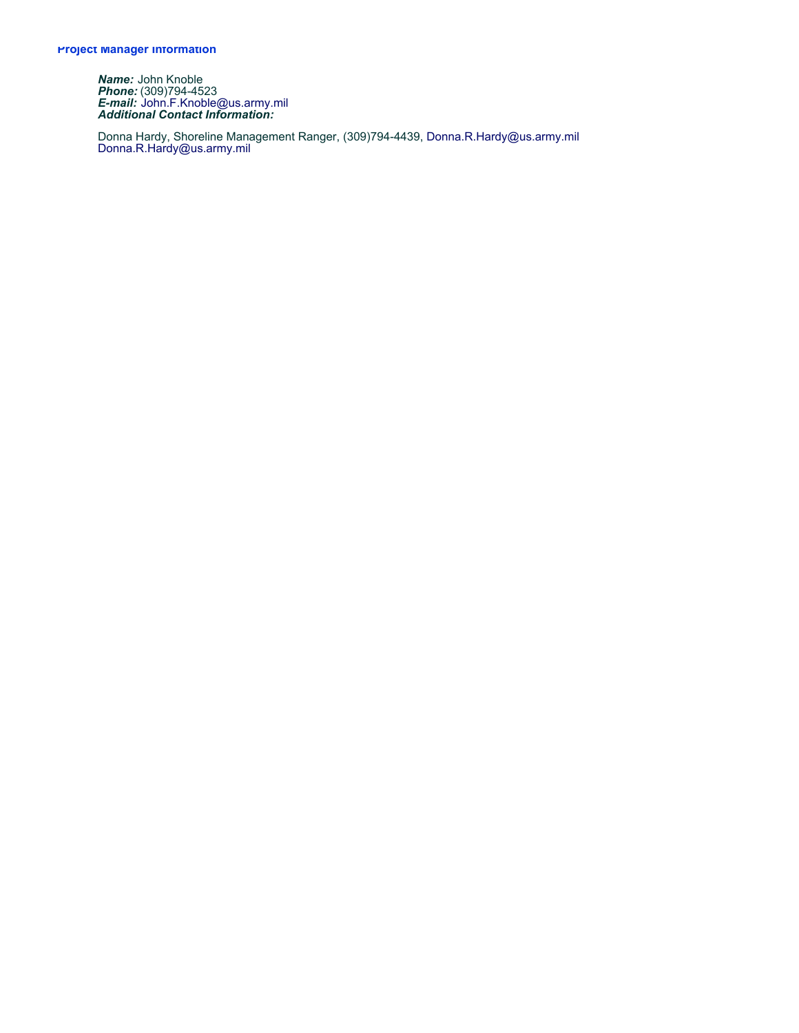### Project Manager Information

***Name:*** John Knoble
***Phone:*** (309)794-4523
***E-mail:*** John.F.Knoble@us.army.mil
***Additional Contact Information:***

Donna Hardy, Shoreline Management Ranger, (309)794-4439, Donna.R.Hardy@us.army.mil
Donna.R.Hardy@us.army.mil